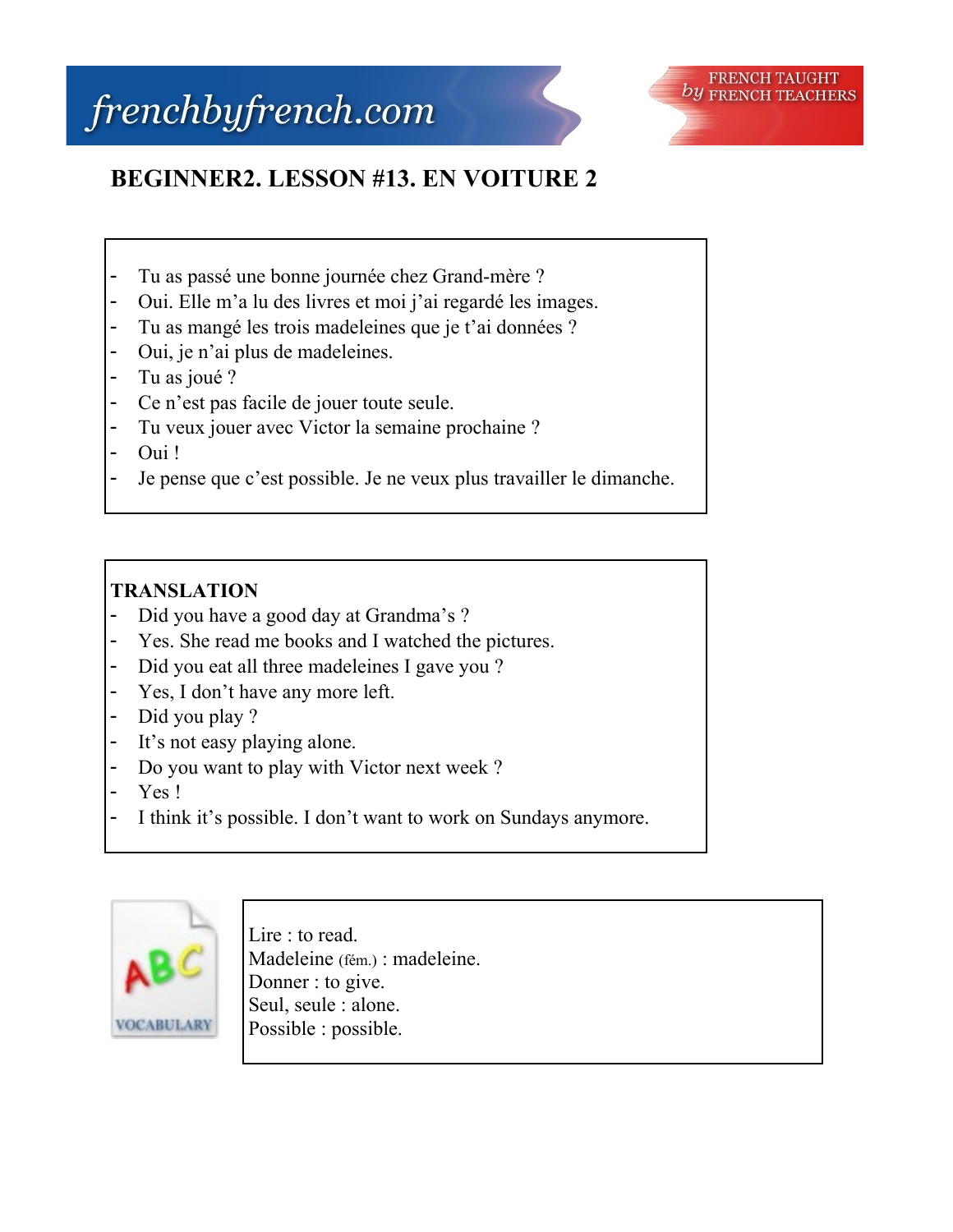# BEGINNER2. LESSON #13. EN VOITURE 2

- Tu as passé une bonne journée chez Grand-mère ?
- Oui. Elle m'a lu des livres et moi j'ai regardé les images.
- Tu as mangé les trois madeleines que je t'ai données ?
- Oui, je n'ai plus de madeleines.
- Tu as joué ?
- Ce n'est pas facile de jouer toute seule.
- Tu veux jouer avec Victor la semaine prochaine ?
- Oui !
- Je pense que c'est possible. Je ne veux plus travailler le dimanche.

**TRANSLATION**

- Did you have a good day at Grandma's ?
- Yes. She read me books and I watched the pictures.
- Did you eat all three madeleines I gave you ?
- Yes, I don't have any more left.
- Did you play ?
- It's not easy playing alone.
- Do you want to play with Victor next week ?
- Yes !
- I think it's possible. I don't want to work on Sundays anymore.

Lire : to read.
Madeleine (fém.) : madeleine.
Donner : to give.
Seul, seule : alone.
Possible : possible.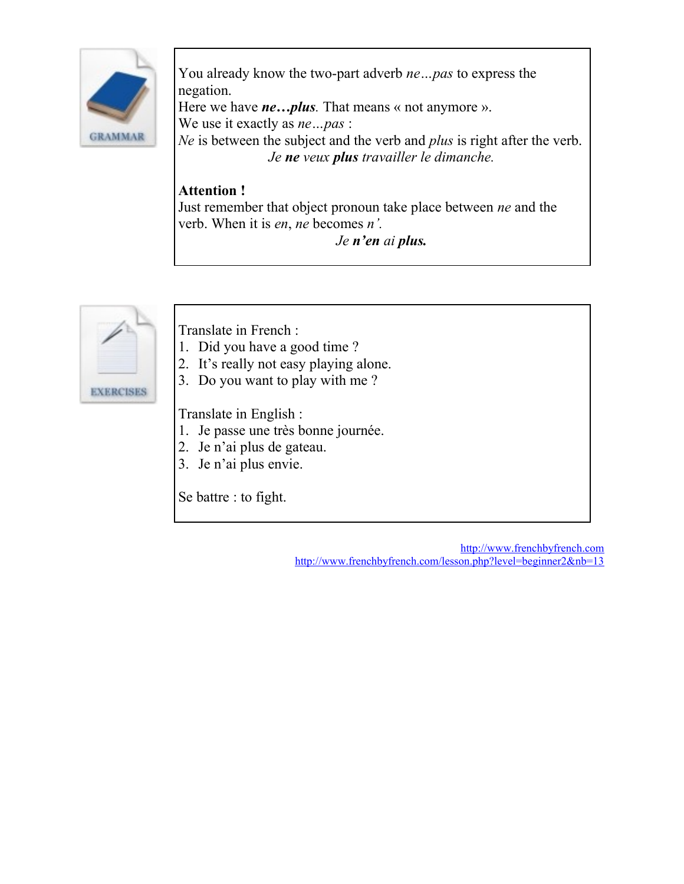**GRAMMAR**

You already know the two-part adverb *ne…pas* to express the negation.
Here we have ***ne…plus***. That means « not anymore ».
We use it exactly as *ne…pas* :
*Ne* is between the subject and the verb and *plus* is right after the verb.

*Je **ne** veux **plus** travailler le dimanche.*

**Attention !**
Just remember that object pronoun take place between *ne* and the verb. When it is *en*, *ne* becomes *n'*.

*Je **n'en** ai **plus.***

**EXERCISES**

Translate in French :

1. Did you have a good time ?
2. It's really not easy playing alone.
3. Do you want to play with me ?

Translate in English :

1. Je passe une très bonne journée.
2. Je n'ai plus de gateau.
3. Je n'ai plus envie.

Se battre : to fight.

http://www.frenchbyfrench.com
http://www.frenchbyfrench.com/lesson.php?level=beginner2&nb=13